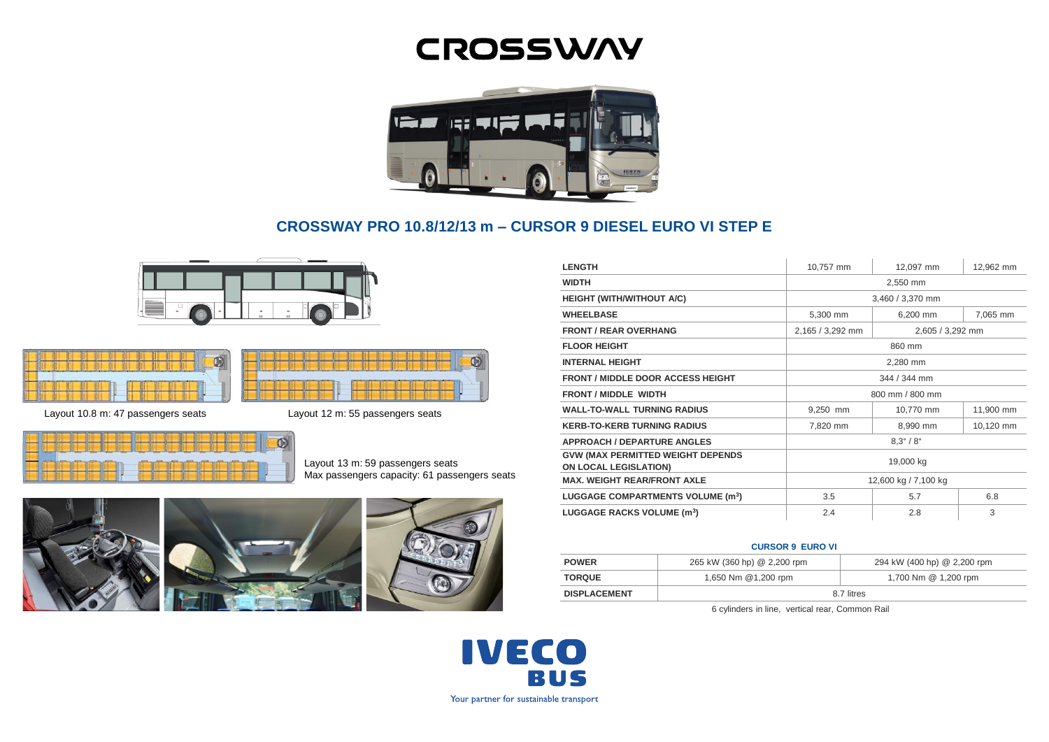# CROSSWAY

## CROSSWAY PRO 10.8/12/13 m – CURSOR 9 DIESEL EURO VI STEP E

Layout 10.8 m: 47 passengers seats

Layout 12 m: 55 passengers seats

Layout 13 m: 59 passengers seats
Max passengers capacity: 61 passengers seats

| | | | |
|---|---|---|---|
| **LENGTH** | 10,757 mm | 12,097 mm | 12,962 mm |
| **WIDTH** | 2,550 mm | | |
| **HEIGHT (WITH/WITHOUT A/C)** | 3,460 / 3,370 mm | | |
| **WHEELBASE** | 5,300 mm | 6,200 mm | 7,065 mm |
| **FRONT / REAR OVERHANG** | 2,165 / 3,292 mm | 2,605 / 3,292 mm | |
| **FLOOR HEIGHT** | 860 mm | | |
| **INTERNAL HEIGHT** | 2,280 mm | | |
| **FRONT / MIDDLE DOOR ACCESS HEIGHT** | 344 / 344 mm | | |
| **FRONT / MIDDLE WIDTH** | 800 mm / 800 mm | | |
| **WALL-TO-WALL TURNING RADIUS** | 9,250 mm | 10,770 mm | 11,900 mm |
| **KERB-TO-KERB TURNING RADIUS** | 7,820 mm | 8,990 mm | 10,120 mm |
| **APPROACH / DEPARTURE ANGLES** | 8,3° / 8° | | |
| **GVW (MAX PERMITTED WEIGHT DEPENDS ON LOCAL LEGISLATION)** | 19,000 kg | | |
| **MAX. WEIGHT REAR/FRONT AXLE** | 12,600 kg / 7,100 kg | | |
| **LUGGAGE COMPARTMENTS VOLUME ($m^3$)** | 3.5 | 5.7 | 6.8 |
| **LUGGAGE RACKS VOLUME ($m^3$)** | 2.4 | 2.8 | 3 |

**CURSOR 9 EURO VI**

| | | |
|---|---|---|
| **POWER** | 265 kW (360 hp) @ 2,200 rpm | 294 kW (400 hp) @ 2,200 rpm |
| **TORQUE** | 1,650 Nm @1,200 rpm | 1,700 Nm @ 1,200 rpm |
| **DISPLACEMENT** | 8.7 litres | |

6 cylinders in line, vertical rear, Common Rail

IVECO BUS

Your partner for sustainable transport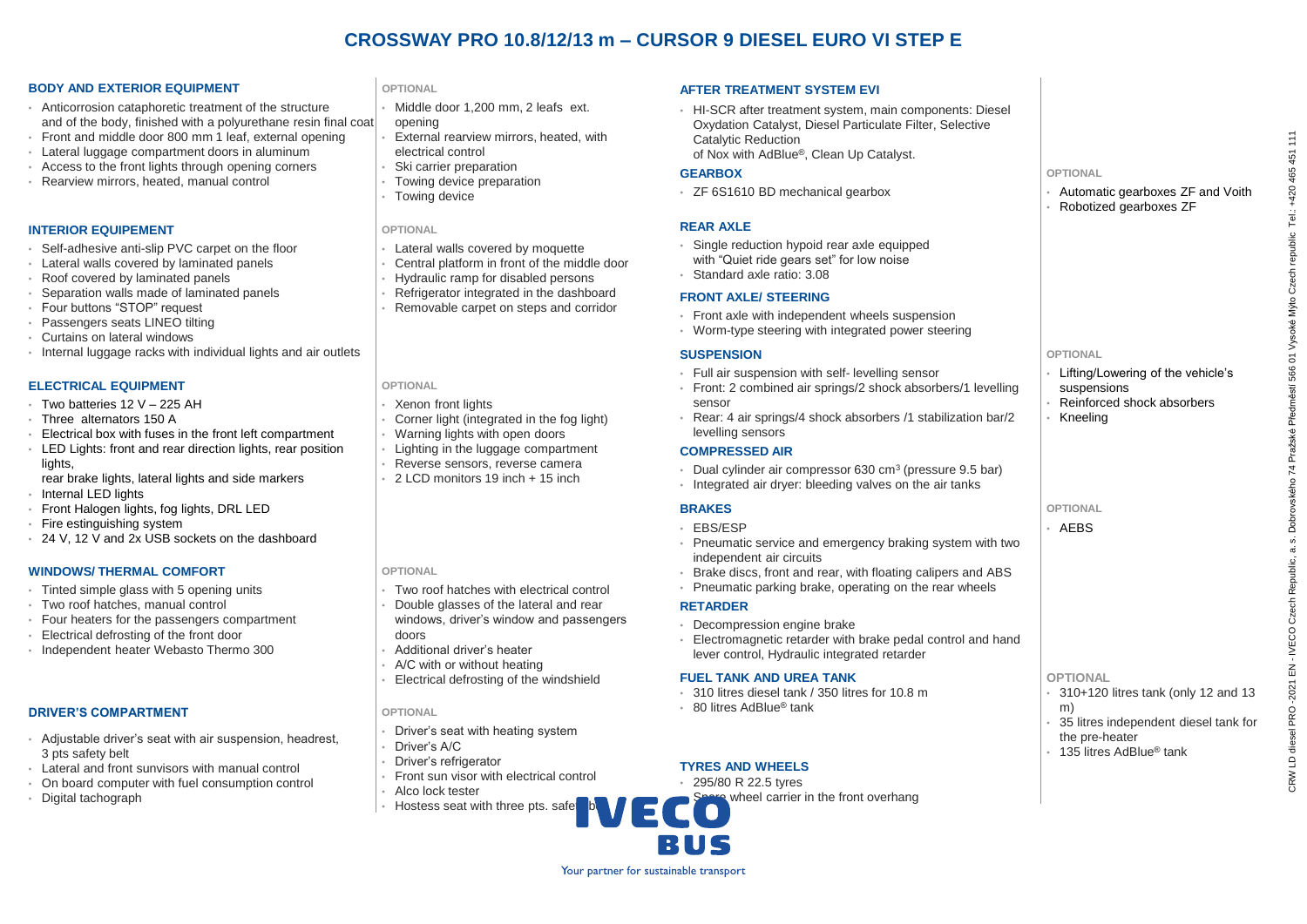# CROSSWAY PRO 10.8/12/13 m – CURSOR 9 DIESEL EURO VI STEP E

## BODY AND EXTERIOR EQUIPMENT

- Anticorrosion cataphoretic treatment of the structure and of the body, finished with a polyurethane resin final coat
- Front and middle door 800 mm 1 leaf, external opening
- Lateral luggage compartment doors in aluminum
- Access to the front lights through opening corners
- Rearview mirrors, heated, manual control

**OPTIONAL**

- Middle door 1,200 mm, 2 leafs ext. opening
- External rearview mirrors, heated, with electrical control
- Ski carrier preparation
- Towing device preparation
- Towing device

## INTERIOR EQUIPEMENT

- Self-adhesive anti-slip PVC carpet on the floor
- Lateral walls covered by laminated panels
- Roof covered by laminated panels
- Separation walls made of laminated panels
- Four buttons "STOP" request
- Passengers seats LINEO tilting
- Curtains on lateral windows
- Internal luggage racks with individual lights and air outlets

**OPTIONAL**

- Lateral walls covered by moquette
- Central platform in front of the middle door
- Hydraulic ramp for disabled persons
- Refrigerator integrated in the dashboard
- Removable carpet on steps and corridor

## ELECTRICAL EQUIPMENT

- Two batteries 12 V – 225 AH
- Three alternators 150 A
- Electrical box with fuses in the front left compartment
- LED Lights: front and rear direction lights, rear position lights,
  rear brake lights, lateral lights and side markers
- Internal LED lights
- Front Halogen lights, fog lights, DRL LED
- Fire estinguishing system
- 24 V, 12 V and 2x USB sockets on the dashboard

**OPTIONAL**

- Xenon front lights
- Corner light (integrated in the fog light)
- Warning lights with open doors
- Lighting in the luggage compartment
- Reverse sensors, reverse camera
- 2 LCD monitors 19 inch + 15 inch

## WINDOWS/ THERMAL COMFORT

- Tinted simple glass with 5 opening units
- Two roof hatches, manual control
- Four heaters for the passengers compartment
- Electrical defrosting of the front door
- Independent heater Webasto Thermo 300

**OPTIONAL**

- Two roof hatches with electrical control
- Double glasses of the lateral and rear windows, driver's window and passengers doors
- Additional driver's heater
- A/C with or without heating
- Electrical defrosting of the windshield

## DRIVER'S COMPARTMENT

- Adjustable driver's seat with air suspension, headrest, 3 pts safety belt
- Lateral and front sunvisors with manual control
- On board computer with fuel consumption control
- Digital tachograph

**OPTIONAL**

- Driver's seat with heating system
- Driver's A/C
- Driver's refrigerator
- Front sun visor with electrical control
- Alco lock tester
- Hostess seat with three pts. safety belt

## AFTER TREATMENT SYSTEM EVI

- HI-SCR after treatment system, main components: Diesel Oxydation Catalyst, Diesel Particulate Filter, Selective Catalytic Reduction
  of Nox with AdBlue®, Clean Up Catalyst.

## GEARBOX

- ZF 6S1610 BD mechanical gearbox

**OPTIONAL**

- Automatic gearboxes ZF and Voith
- Robotized gearboxes ZF

## REAR AXLE

- Single reduction hypoid rear axle equipped with "Quiet ride gears set" for low noise
- Standard axle ratio: 3.08

## FRONT AXLE/ STEERING

- Front axle with independent wheels suspension
- Worm-type steering with integrated power steering

## SUSPENSION

- Full air suspension with self- levelling sensor
- Front: 2 combined air springs/2 shock absorbers/1 levelling sensor
- Rear: 4 air springs/4 shock absorbers /1 stabilization bar/2 levelling sensors

**OPTIONAL**

- Lifting/Lowering of the vehicle's suspensions
- Reinforced shock absorbers
- Kneeling

## COMPRESSED AIR

- Dual cylinder air compressor 630 cm³ (pressure 9.5 bar)
- Integrated air dryer: bleeding valves on the air tanks

## BRAKES

- EBS/ESP
- Pneumatic service and emergency braking system with two independent air circuits
- Brake discs, front and rear, with floating calipers and ABS
- Pneumatic parking brake, operating on the rear wheels

**OPTIONAL**

- AEBS

## RETARDER

- Decompression engine brake
- Electromagnetic retarder with brake pedal control and hand lever control, Hydraulic integrated retarder

## FUEL TANK AND UREA TANK

- 310 litres diesel tank / 350 litres for 10.8 m
- 80 litres AdBlue® tank

**OPTIONAL**

- 310+120 litres tank (only 12 and 13 m)
- 35 litres independent diesel tank for the pre-heater
- 135 litres AdBlue® tank

## TYRES AND WHEELS

- 295/80 R 22.5 tyres
- Spare wheel carrier in the front overhang

IVECO BUS

Your partner for sustainable transport

CRW LD diesel PRO -2021 EN - IVECO Czech Republic, a. s. Dobrovského 74 Pražské Předměstí 566 01 Vysoké Mýto Czech republic Tel.: +420 465 451 111